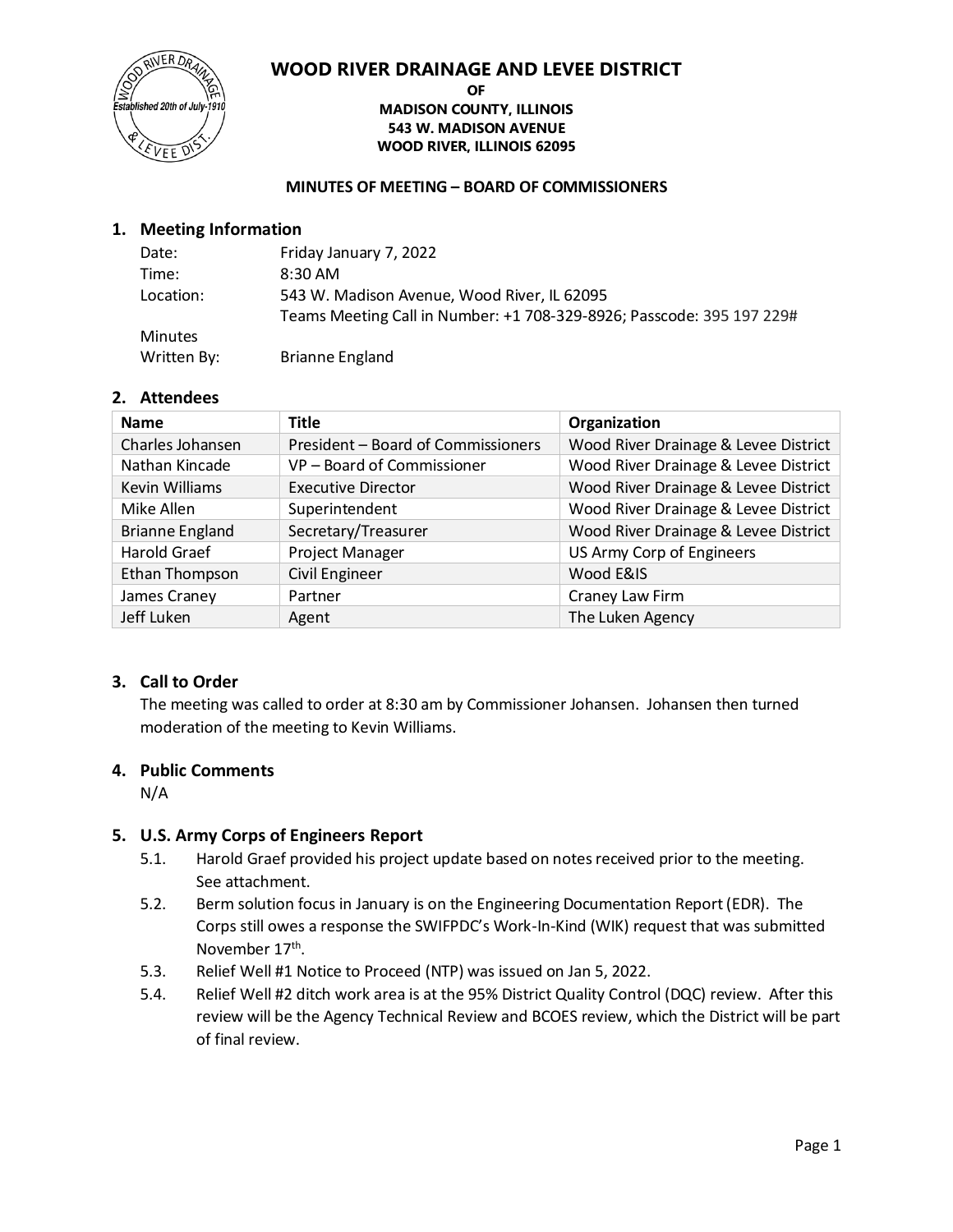# WOOD RIVER DRAINAGE AND LEVEE DISTRICT

**OF**
**MADISON COUNTY, ILLINOIS**
**543 W. MADISON AVENUE**
**WOOD RIVER, ILLINOIS 62095**

**MINUTES OF MEETING – BOARD OF COMMISSIONERS**

## 1. Meeting Information

| | |
|---|---|
| Date: | Friday January 7, 2022 |
| Time: | 8:30 AM |
| Location: | 543 W. Madison Avenue, Wood River, IL 62095<br>Teams Meeting Call in Number: +1 708-329-8926; Passcode: 395 197 229# |
| Minutes Written By: | Brianne England |

## 2. Attendees

| Name | Title | Organization |
|---|---|---|
| Charles Johansen | President – Board of Commissioners | Wood River Drainage & Levee District |
| Nathan Kincade | VP – Board of Commissioner | Wood River Drainage & Levee District |
| Kevin Williams | Executive Director | Wood River Drainage & Levee District |
| Mike Allen | Superintendent | Wood River Drainage & Levee District |
| Brianne England | Secretary/Treasurer | Wood River Drainage & Levee District |
| Harold Graef | Project Manager | US Army Corp of Engineers |
| Ethan Thompson | Civil Engineer | Wood E&IS |
| James Craney | Partner | Craney Law Firm |
| Jeff Luken | Agent | The Luken Agency |

## 3. Call to Order

The meeting was called to order at 8:30 am by Commissioner Johansen. Johansen then turned moderation of the meeting to Kevin Williams.

## 4. Public Comments

N/A

## 5. U.S. Army Corps of Engineers Report

5.1. Harold Graef provided his project update based on notes received prior to the meeting. See attachment.

5.2. Berm solution focus in January is on the Engineering Documentation Report (EDR). The Corps still owes a response the SWIFPDC's Work-In-Kind (WIK) request that was submitted November 17th.

5.3. Relief Well #1 Notice to Proceed (NTP) was issued on Jan 5, 2022.

5.4. Relief Well #2 ditch work area is at the 95% District Quality Control (DQC) review. After this review will be the Agency Technical Review and BCOES review, which the District will be part of final review.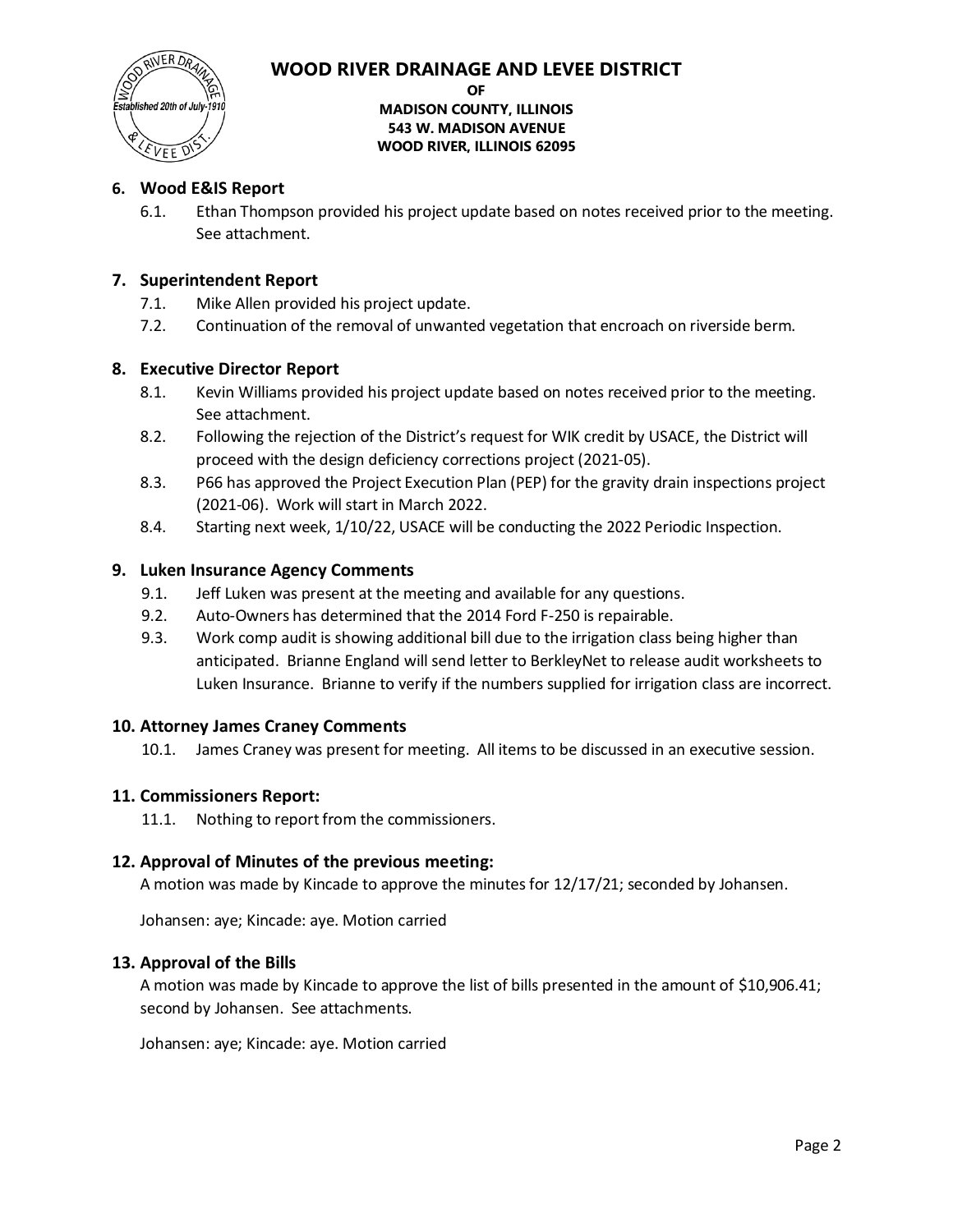## 6. Wood E&IS Report

6.1. Ethan Thompson provided his project update based on notes received prior to the meeting. See attachment.

## 7. Superintendent Report

7.1. Mike Allen provided his project update.

7.2. Continuation of the removal of unwanted vegetation that encroach on riverside berm.

## 8. Executive Director Report

8.1. Kevin Williams provided his project update based on notes received prior to the meeting. See attachment.

8.2. Following the rejection of the District's request for WIK credit by USACE, the District will proceed with the design deficiency corrections project (2021-05).

8.3. P66 has approved the Project Execution Plan (PEP) for the gravity drain inspections project (2021-06). Work will start in March 2022.

8.4. Starting next week, 1/10/22, USACE will be conducting the 2022 Periodic Inspection.

## 9. Luken Insurance Agency Comments

9.1. Jeff Luken was present at the meeting and available for any questions.

9.2. Auto-Owners has determined that the 2014 Ford F-250 is repairable.

9.3. Work comp audit is showing additional bill due to the irrigation class being higher than anticipated. Brianne England will send letter to BerkleyNet to release audit worksheets to Luken Insurance. Brianne to verify if the numbers supplied for irrigation class are incorrect.

## 10. Attorney James Craney Comments

10.1. James Craney was present for meeting. All items to be discussed in an executive session.

## 11. Commissioners Report:

11.1. Nothing to report from the commissioners.

## 12. Approval of Minutes of the previous meeting:

A motion was made by Kincade to approve the minutes for 12/17/21; seconded by Johansen.

Johansen: aye; Kincade: aye. Motion carried

## 13. Approval of the Bills

A motion was made by Kincade to approve the list of bills presented in the amount of $10,906.41; second by Johansen. See attachments.

Johansen: aye; Kincade: aye. Motion carried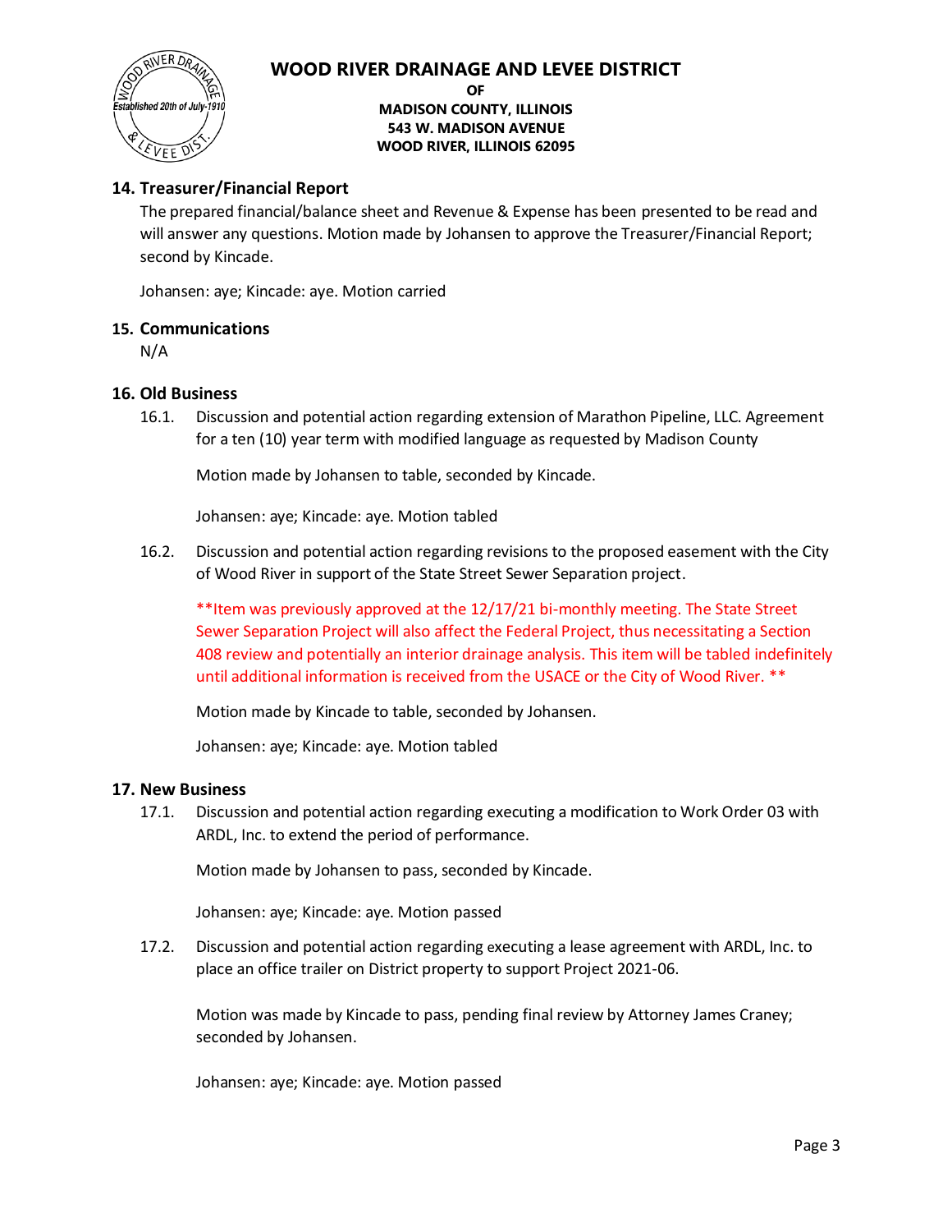## 14. Treasurer/Financial Report

The prepared financial/balance sheet and Revenue & Expense has been presented to be read and will answer any questions. Motion made by Johansen to approve the Treasurer/Financial Report; second by Kincade.

Johansen: aye; Kincade: aye. Motion carried

## 15. Communications

N/A

## 16. Old Business

16.1. Discussion and potential action regarding extension of Marathon Pipeline, LLC. Agreement for a ten (10) year term with modified language as requested by Madison County

Motion made by Johansen to table, seconded by Kincade.

Johansen: aye; Kincade: aye. Motion tabled

16.2. Discussion and potential action regarding revisions to the proposed easement with the City of Wood River in support of the State Street Sewer Separation project.

**Item was previously approved at the 12/17/21 bi-monthly meeting. The State Street Sewer Separation Project will also affect the Federal Project, thus necessitating a Section 408 review and potentially an interior drainage analysis. This item will be tabled indefinitely until additional information is received from the USACE or the City of Wood River. **

Motion made by Kincade to table, seconded by Johansen.

Johansen: aye; Kincade: aye. Motion tabled

## 17. New Business

17.1. Discussion and potential action regarding executing a modification to Work Order 03 with ARDL, Inc. to extend the period of performance.

Motion made by Johansen to pass, seconded by Kincade.

Johansen: aye; Kincade: aye. Motion passed

17.2. Discussion and potential action regarding executing a lease agreement with ARDL, Inc. to place an office trailer on District property to support Project 2021-06.

Motion was made by Kincade to pass, pending final review by Attorney James Craney; seconded by Johansen.

Johansen: aye; Kincade: aye. Motion passed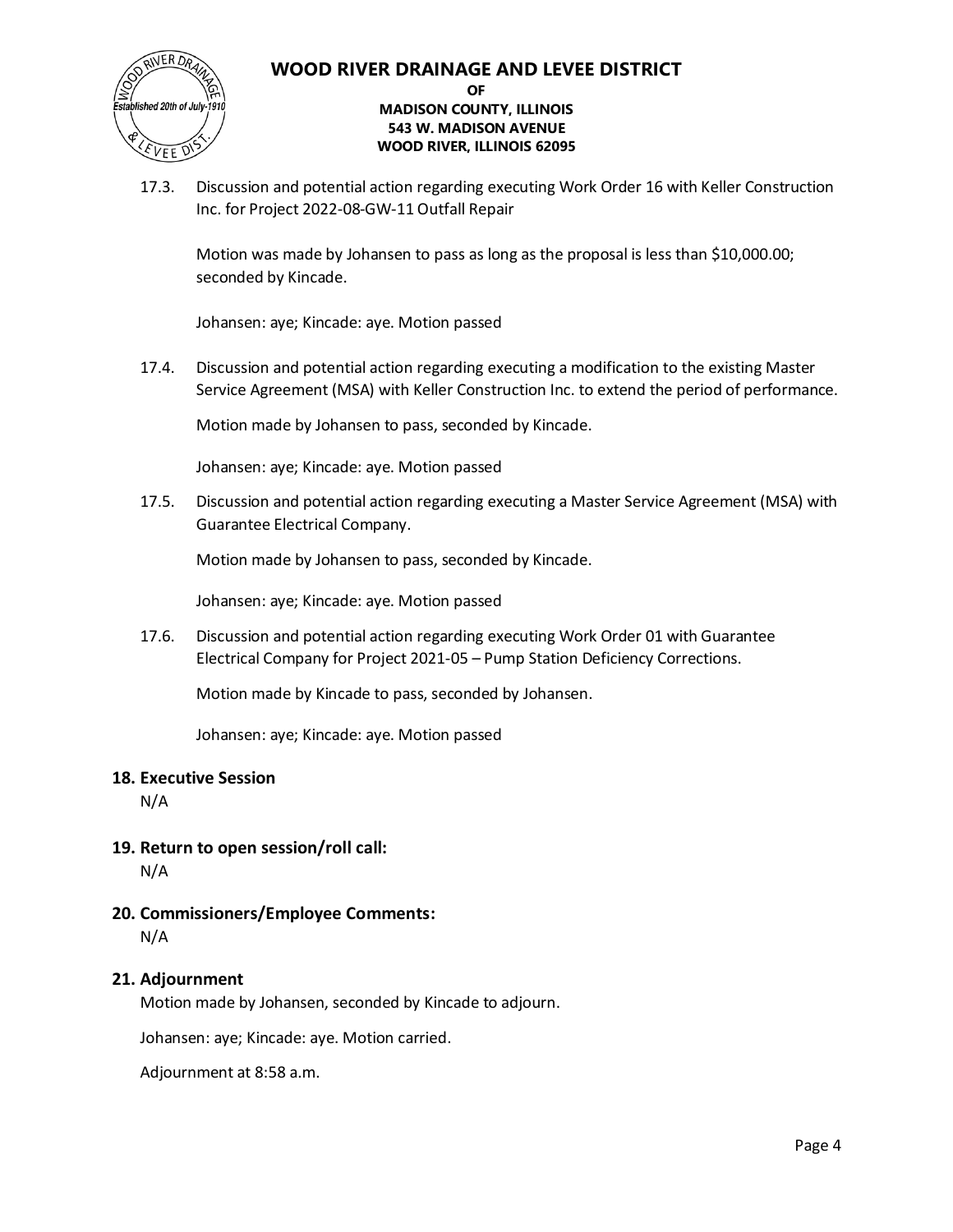17.3. Discussion and potential action regarding executing Work Order 16 with Keller Construction Inc. for Project 2022-08-GW-11 Outfall Repair

Motion was made by Johansen to pass as long as the proposal is less than $10,000.00; seconded by Kincade.

Johansen: aye; Kincade: aye. Motion passed

17.4. Discussion and potential action regarding executing a modification to the existing Master Service Agreement (MSA) with Keller Construction Inc. to extend the period of performance.

Motion made by Johansen to pass, seconded by Kincade.

Johansen: aye; Kincade: aye. Motion passed

17.5. Discussion and potential action regarding executing a Master Service Agreement (MSA) with Guarantee Electrical Company.

Motion made by Johansen to pass, seconded by Kincade.

Johansen: aye; Kincade: aye. Motion passed

17.6. Discussion and potential action regarding executing Work Order 01 with Guarantee Electrical Company for Project 2021-05 – Pump Station Deficiency Corrections.

Motion made by Kincade to pass, seconded by Johansen.

Johansen: aye; Kincade: aye. Motion passed

## 18. Executive Session

N/A

## 19. Return to open session/roll call:

N/A

## 20. Commissioners/Employee Comments:

N/A

## 21. Adjournment

Motion made by Johansen, seconded by Kincade to adjourn.

Johansen: aye; Kincade: aye. Motion carried.

Adjournment at 8:58 a.m.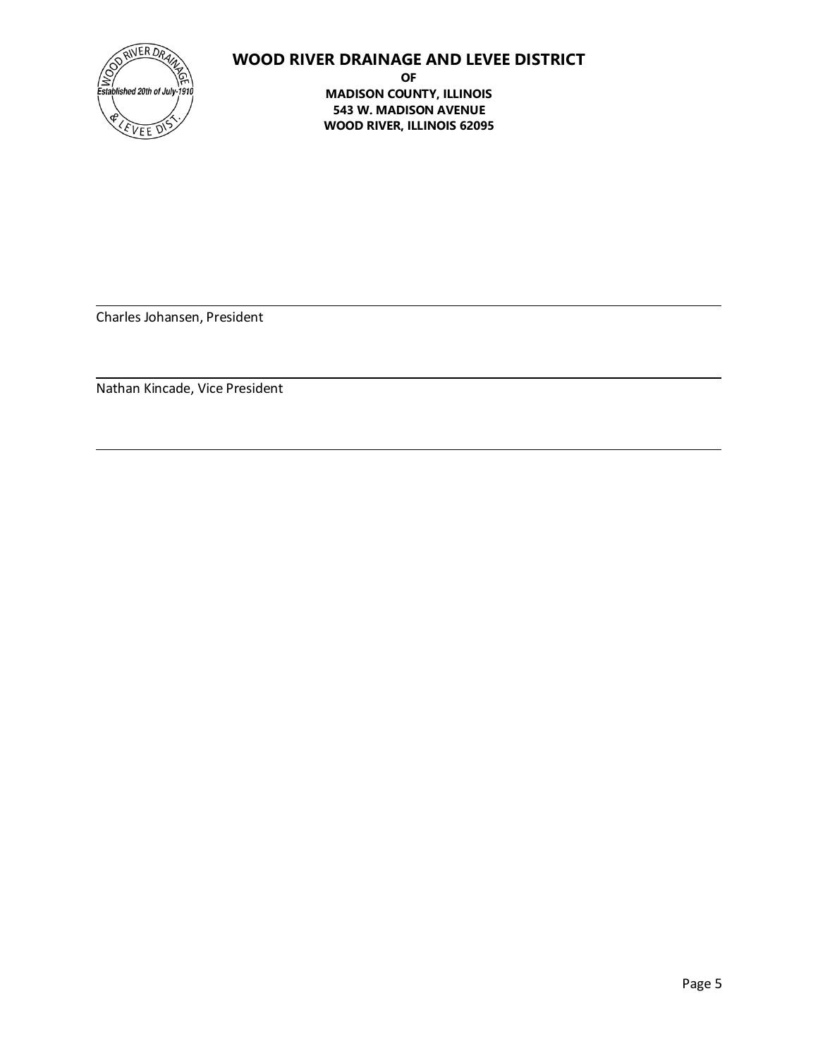**WOOD RIVER DRAINAGE AND LEVEE DISTRICT**
**OF**
**MADISON COUNTY, ILLINOIS**
**543 W. MADISON AVENUE**
**WOOD RIVER, ILLINOIS 62095**

---

Charles Johansen, President

---

Nathan Kincade, Vice President

---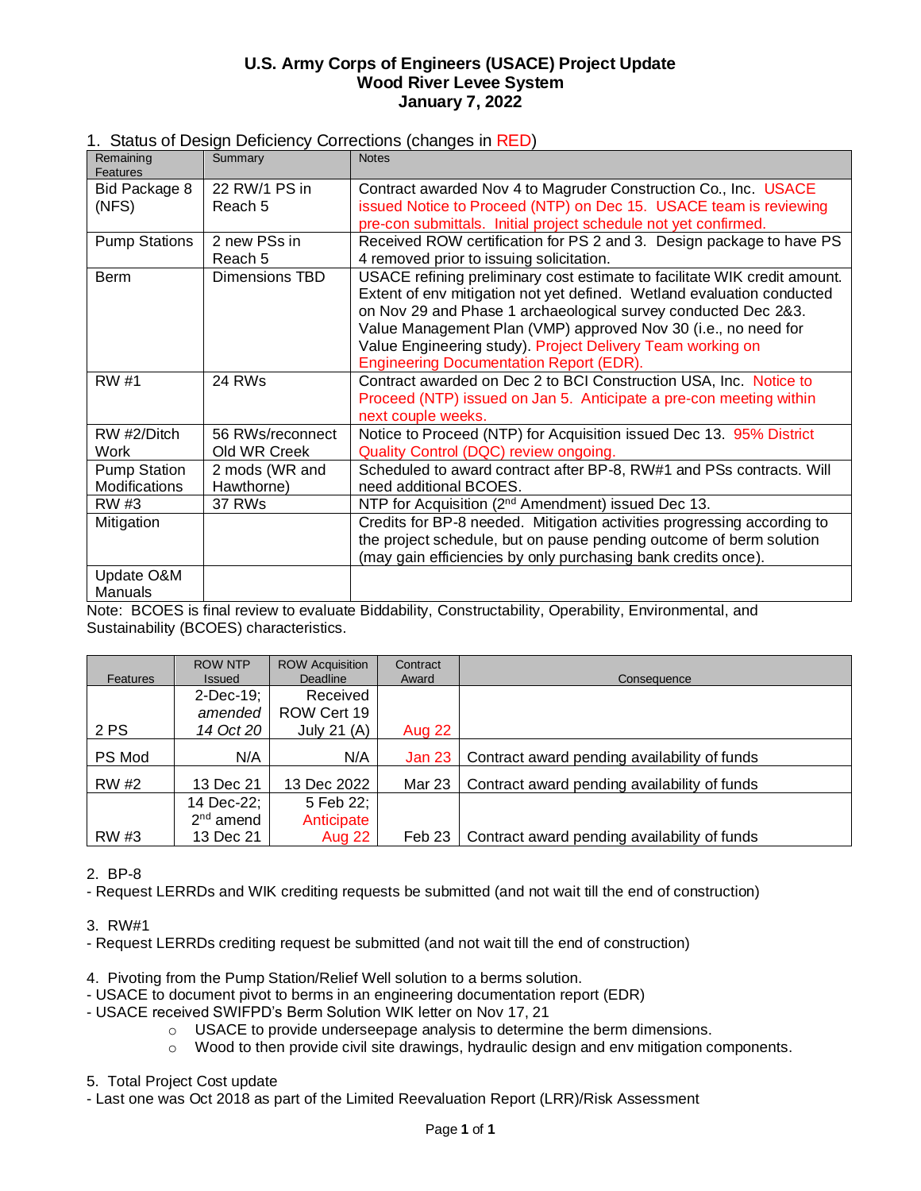# U.S. Army Corps of Engineers (USACE) Project Update
## Wood River Levee System
## January 7, 2022

1. Status of Design Deficiency Corrections (changes in RED)

| Remaining Features | Summary | Notes |
|---|---|---|
| Bid Package 8 (NFS) | 22 RW/1 PS in Reach 5 | Contract awarded Nov 4 to Magruder Construction Co., Inc. USACE issued Notice to Proceed (NTP) on Dec 15. USACE team is reviewing pre-con submittals. Initial project schedule not yet confirmed. |
| Pump Stations | 2 new PSs in Reach 5 | Received ROW certification for PS 2 and 3. Design package to have PS 4 removed prior to issuing solicitation. |
| Berm | Dimensions TBD | USACE refining preliminary cost estimate to facilitate WIK credit amount. Extent of env mitigation not yet defined. Wetland evaluation conducted on Nov 29 and Phase 1 archaeological survey conducted Dec 2&3. Value Management Plan (VMP) approved Nov 30 (i.e., no need for Value Engineering study). Project Delivery Team working on Engineering Documentation Report (EDR). |
| RW #1 | 24 RWs | Contract awarded on Dec 2 to BCI Construction USA, Inc. Notice to Proceed (NTP) issued on Jan 5. Anticipate a pre-con meeting within next couple weeks. |
| RW #2/Ditch Work | 56 RWs/reconnect Old WR Creek | Notice to Proceed (NTP) for Acquisition issued Dec 13. 95% District Quality Control (DQC) review ongoing. |
| Pump Station Modifications | 2 mods (WR and Hawthorne) | Scheduled to award contract after BP-8, RW#1 and PSs contracts. Will need additional BCOES. |
| RW #3 | 37 RWs | NTP for Acquisition (2nd Amendment) issued Dec 13. |
| Mitigation | | Credits for BP-8 needed. Mitigation activities progressing according to the project schedule, but on pause pending outcome of berm solution (may gain efficiencies by only purchasing bank credits once). |
| Update O&M Manuals | | |

Note: BCOES is final review to evaluate Biddability, Constructability, Operability, Environmental, and Sustainability (BCOES) characteristics.

| Features | ROW NTP Issued | ROW Acquisition Deadline | Contract Award | Consequence |
|---|---|---|---|---|
| 2 PS | 2-Dec-19; *amended 14 Oct 20* | Received ROW Cert 19 July 21 (A) | Aug 22 | |
| PS Mod | N/A | N/A | Jan 23 | Contract award pending availability of funds |
| RW #2 | 13 Dec 21 | 13 Dec 2022 | Mar 23 | Contract award pending availability of funds |
| RW #3 | 14 Dec-22; 2nd amend 13 Dec 21 | 5 Feb 22; Anticipate Aug 22 | Feb 23 | Contract award pending availability of funds |

2. BP-8
- Request LERRDs and WIK crediting requests be submitted (and not wait till the end of construction)

3. RW#1
- Request LERRDs crediting request be submitted (and not wait till the end of construction)

4. Pivoting from the Pump Station/Relief Well solution to a berms solution.
- USACE to document pivot to berms in an engineering documentation report (EDR)
- USACE received SWIFPD's Berm Solution WIK letter on Nov 17, 21
  - USACE to provide underseepage analysis to determine the berm dimensions.
  - Wood to then provide civil site drawings, hydraulic design and env mitigation components.

5. Total Project Cost update
- Last one was Oct 2018 as part of the Limited Reevaluation Report (LRR)/Risk Assessment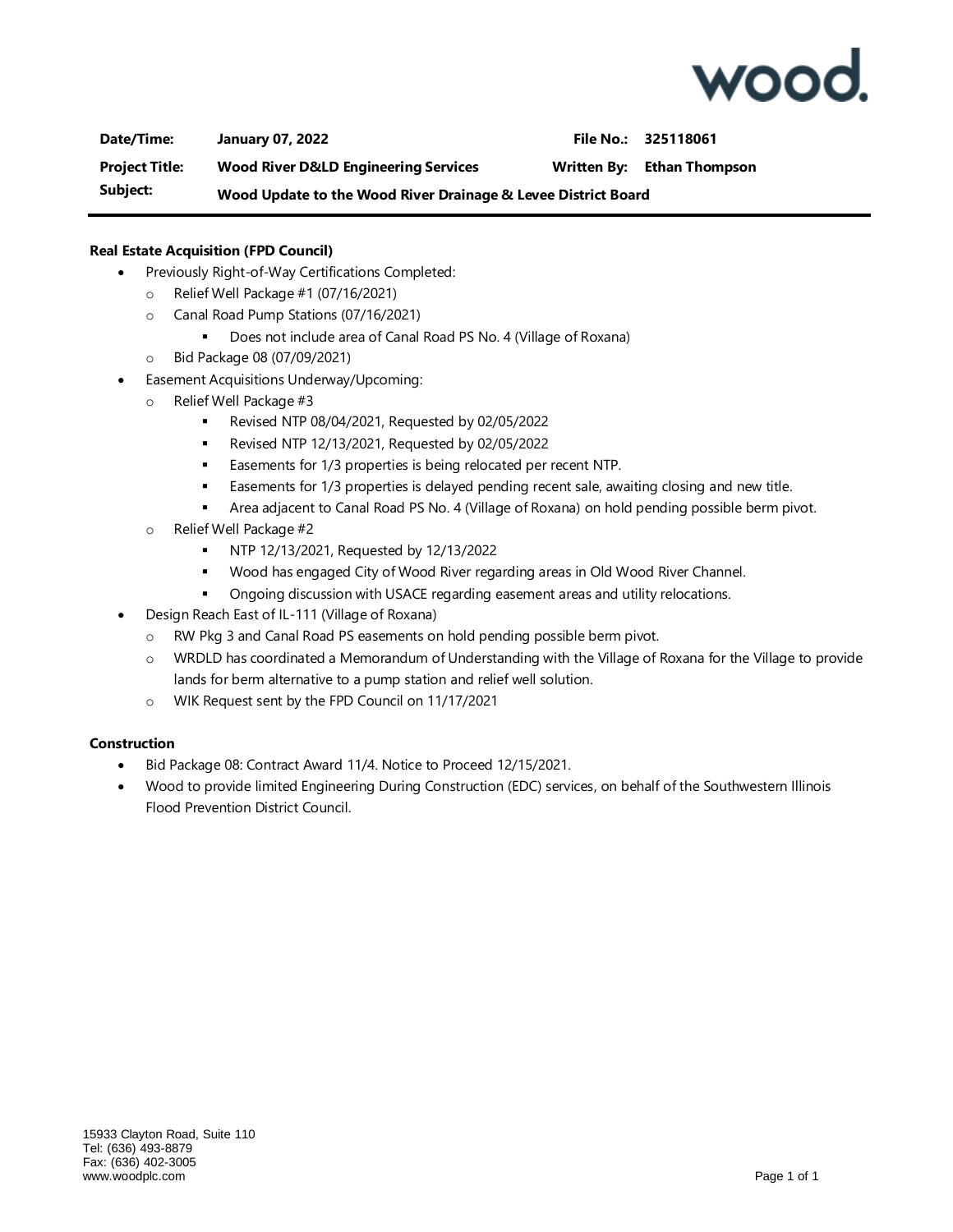wood.

| Date/Time: | January 07, 2022 | File No.: | 325118061 |
|---|---|---|---|
| Project Title: | Wood River D&LD Engineering Services | Written By: | Ethan Thompson |
| Subject: | Wood Update to the Wood River Drainage & Levee District Board | | |

**Real Estate Acquisition (FPD Council)**

- Previously Right-of-Way Certifications Completed:
  - Relief Well Package #1 (07/16/2021)
  - Canal Road Pump Stations (07/16/2021)
    - Does not include area of Canal Road PS No. 4 (Village of Roxana)
  - Bid Package 08 (07/09/2021)
- Easement Acquisitions Underway/Upcoming:
  - Relief Well Package #3
    - Revised NTP 08/04/2021, Requested by 02/05/2022
    - Revised NTP 12/13/2021, Requested by 02/05/2022
    - Easements for 1/3 properties is being relocated per recent NTP.
    - Easements for 1/3 properties is delayed pending recent sale, awaiting closing and new title.
    - Area adjacent to Canal Road PS No. 4 (Village of Roxana) on hold pending possible berm pivot.
  - Relief Well Package #2
    - NTP 12/13/2021, Requested by 12/13/2022
    - Wood has engaged City of Wood River regarding areas in Old Wood River Channel.
    - Ongoing discussion with USACE regarding easement areas and utility relocations.
- Design Reach East of IL-111 (Village of Roxana)
  - RW Pkg 3 and Canal Road PS easements on hold pending possible berm pivot.
  - WRDLD has coordinated a Memorandum of Understanding with the Village of Roxana for the Village to provide lands for berm alternative to a pump station and relief well solution.
  - WIK Request sent by the FPD Council on 11/17/2021

**Construction**

- Bid Package 08: Contract Award 11/4. Notice to Proceed 12/15/2021.
- Wood to provide limited Engineering During Construction (EDC) services, on behalf of the Southwestern Illinois Flood Prevention District Council.

15933 Clayton Road, Suite 110
Tel: (636) 493-8879
Fax: (636) 402-3005
www.woodplc.com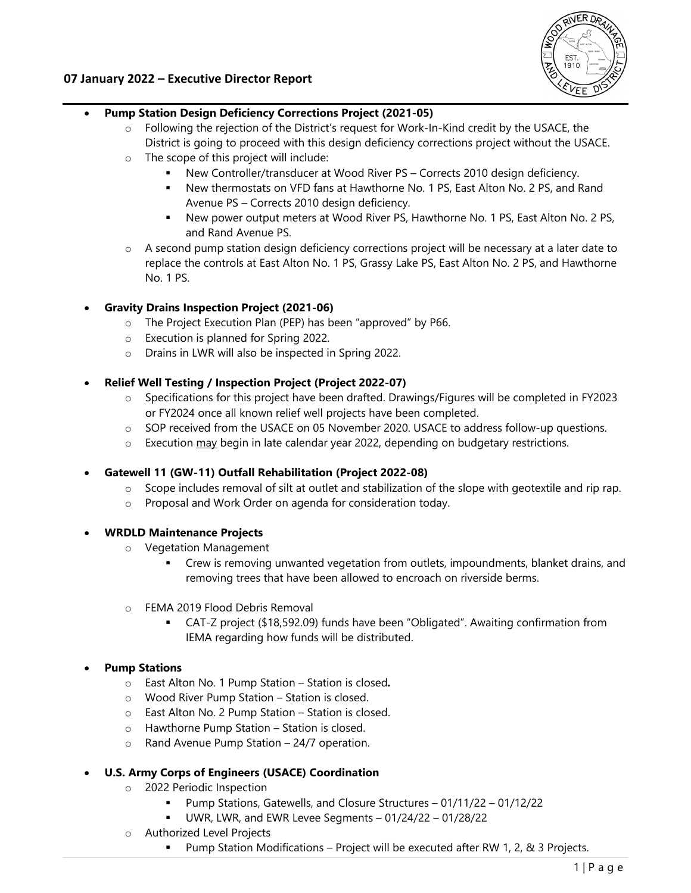## 07 January 2022 – Executive Director Report

- **Pump Station Design Deficiency Corrections Project (2021-05)**
  - Following the rejection of the District's request for Work-In-Kind credit by the USACE, the District is going to proceed with this design deficiency corrections project without the USACE.
  - The scope of this project will include:
    - New Controller/transducer at Wood River PS – Corrects 2010 design deficiency.
    - New thermostats on VFD fans at Hawthorne No. 1 PS, East Alton No. 2 PS, and Rand Avenue PS – Corrects 2010 design deficiency.
    - New power output meters at Wood River PS, Hawthorne No. 1 PS, East Alton No. 2 PS, and Rand Avenue PS.
  - A second pump station design deficiency corrections project will be necessary at a later date to replace the controls at East Alton No. 1 PS, Grassy Lake PS, East Alton No. 2 PS, and Hawthorne No. 1 PS.

- **Gravity Drains Inspection Project (2021-06)**
  - The Project Execution Plan (PEP) has been "approved" by P66.
  - Execution is planned for Spring 2022.
  - Drains in LWR will also be inspected in Spring 2022.

- **Relief Well Testing / Inspection Project (Project 2022-07)**
  - Specifications for this project have been drafted. Drawings/Figures will be completed in FY2023 or FY2024 once all known relief well projects have been completed.
  - SOP received from the USACE on 05 November 2020. USACE to address follow-up questions.
  - Execution may begin in late calendar year 2022, depending on budgetary restrictions.

- **Gatewell 11 (GW-11) Outfall Rehabilitation (Project 2022-08)**
  - Scope includes removal of silt at outlet and stabilization of the slope with geotextile and rip rap.
  - Proposal and Work Order on agenda for consideration today.

- **WRDLD Maintenance Projects**
  - Vegetation Management
    - Crew is removing unwanted vegetation from outlets, impoundments, blanket drains, and removing trees that have been allowed to encroach on riverside berms.
  - FEMA 2019 Flood Debris Removal
    - CAT-Z project ($18,592.09) funds have been "Obligated". Awaiting confirmation from IEMA regarding how funds will be distributed.

- **Pump Stations**
  - East Alton No. 1 Pump Station – Station is closed**.**
  - Wood River Pump Station – Station is closed.
  - East Alton No. 2 Pump Station – Station is closed.
  - Hawthorne Pump Station – Station is closed.
  - Rand Avenue Pump Station – 24/7 operation.

- **U.S. Army Corps of Engineers (USACE) Coordination**
  - 2022 Periodic Inspection
    - Pump Stations, Gatewells, and Closure Structures – 01/11/22 – 01/12/22
    - UWR, LWR, and EWR Levee Segments – 01/24/22 – 01/28/22
  - Authorized Level Projects
    - Pump Station Modifications – Project will be executed after RW 1, 2, & 3 Projects.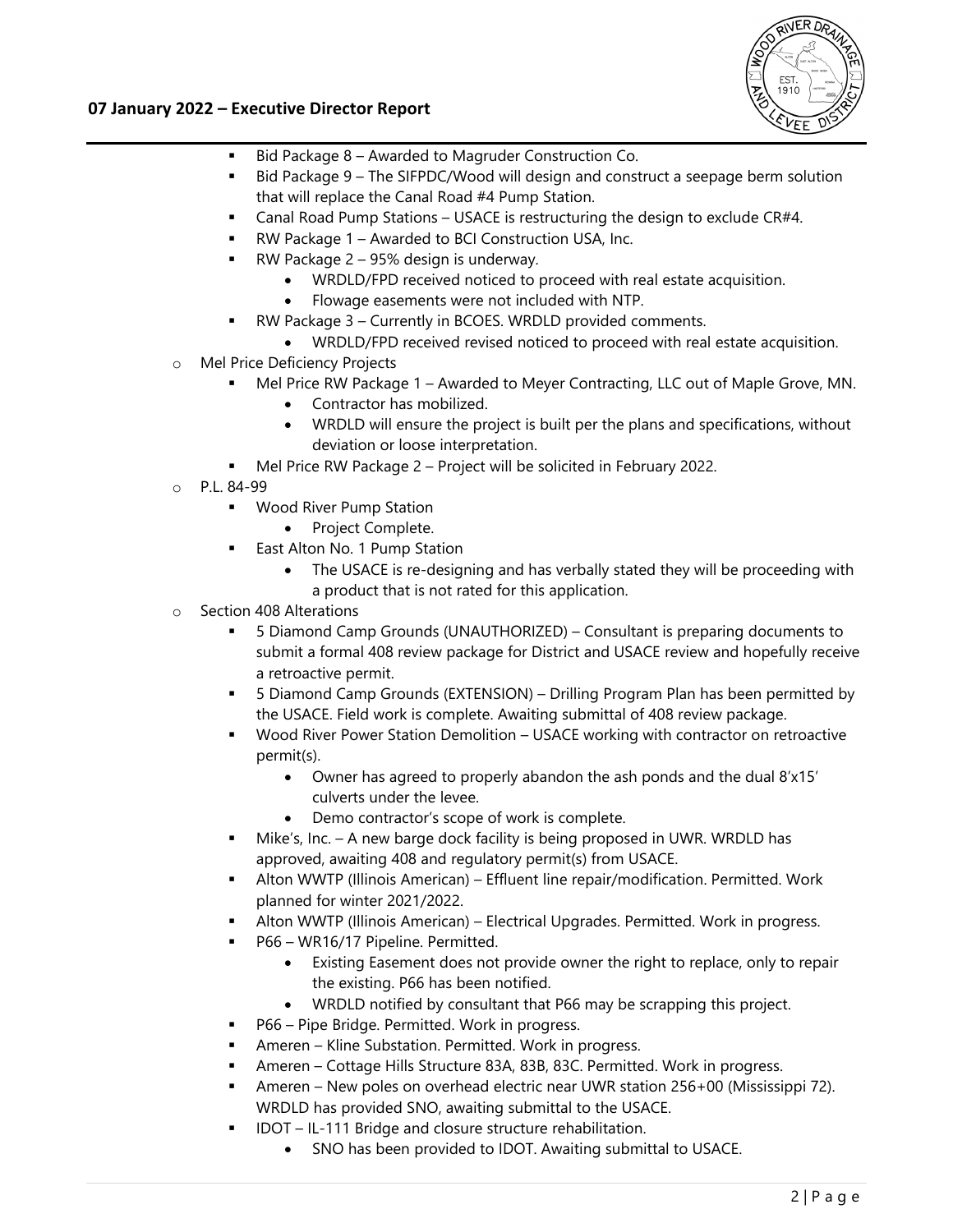- Bid Package 8 – Awarded to Magruder Construction Co.
- Bid Package 9 – The SIFPDC/Wood will design and construct a seepage berm solution that will replace the Canal Road #4 Pump Station.
- Canal Road Pump Stations – USACE is restructuring the design to exclude CR#4.
- RW Package 1 – Awarded to BCI Construction USA, Inc.
- RW Package 2 – 95% design is underway.
    - WRDLD/FPD received noticed to proceed with real estate acquisition.
    - Flowage easements were not included with NTP.
- RW Package 3 – Currently in BCOES. WRDLD provided comments.
    - WRDLD/FPD received revised noticed to proceed with real estate acquisition.

- Mel Price Deficiency Projects
    - Mel Price RW Package 1 – Awarded to Meyer Contracting, LLC out of Maple Grove, MN.
        - Contractor has mobilized.
        - WRDLD will ensure the project is built per the plans and specifications, without deviation or loose interpretation.
    - Mel Price RW Package 2 – Project will be solicited in February 2022.
- P.L. 84-99
    - Wood River Pump Station
        - Project Complete.
    - East Alton No. 1 Pump Station
        - The USACE is re-designing and has verbally stated they will be proceeding with a product that is not rated for this application.
- Section 408 Alterations
    - 5 Diamond Camp Grounds (UNAUTHORIZED) – Consultant is preparing documents to submit a formal 408 review package for District and USACE review and hopefully receive a retroactive permit.
    - 5 Diamond Camp Grounds (EXTENSION) – Drilling Program Plan has been permitted by the USACE. Field work is complete. Awaiting submittal of 408 review package.
    - Wood River Power Station Demolition – USACE working with contractor on retroactive permit(s).
        - Owner has agreed to properly abandon the ash ponds and the dual 8'x15' culverts under the levee.
        - Demo contractor's scope of work is complete.
    - Mike's, Inc. – A new barge dock facility is being proposed in UWR. WRDLD has approved, awaiting 408 and regulatory permit(s) from USACE.
    - Alton WWTP (Illinois American) – Effluent line repair/modification. Permitted. Work planned for winter 2021/2022.
    - Alton WWTP (Illinois American) – Electrical Upgrades. Permitted. Work in progress.
    - P66 – WR16/17 Pipeline. Permitted.
        - Existing Easement does not provide owner the right to replace, only to repair the existing. P66 has been notified.
        - WRDLD notified by consultant that P66 may be scrapping this project.
    - P66 – Pipe Bridge. Permitted. Work in progress.
    - Ameren – Kline Substation. Permitted. Work in progress.
    - Ameren – Cottage Hills Structure 83A, 83B, 83C. Permitted. Work in progress.
    - Ameren – New poles on overhead electric near UWR station 256+00 (Mississippi 72). WRDLD has provided SNO, awaiting submittal to the USACE.
    - IDOT – IL-111 Bridge and closure structure rehabilitation.
        - SNO has been provided to IDOT. Awaiting submittal to USACE.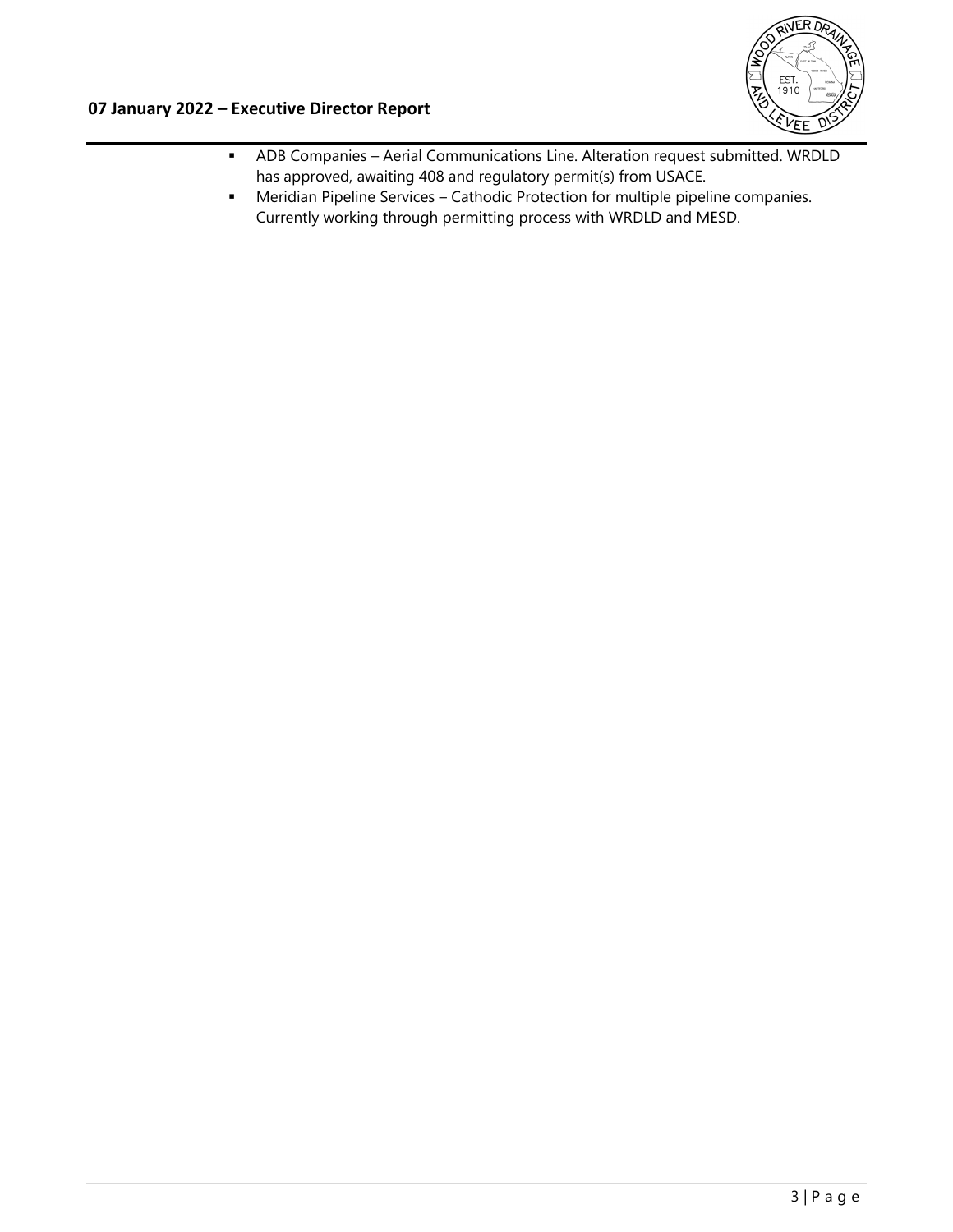- ADB Companies – Aerial Communications Line. Alteration request submitted. WRDLD has approved, awaiting 408 and regulatory permit(s) from USACE.
- Meridian Pipeline Services – Cathodic Protection for multiple pipeline companies. Currently working through permitting process with WRDLD and MESD.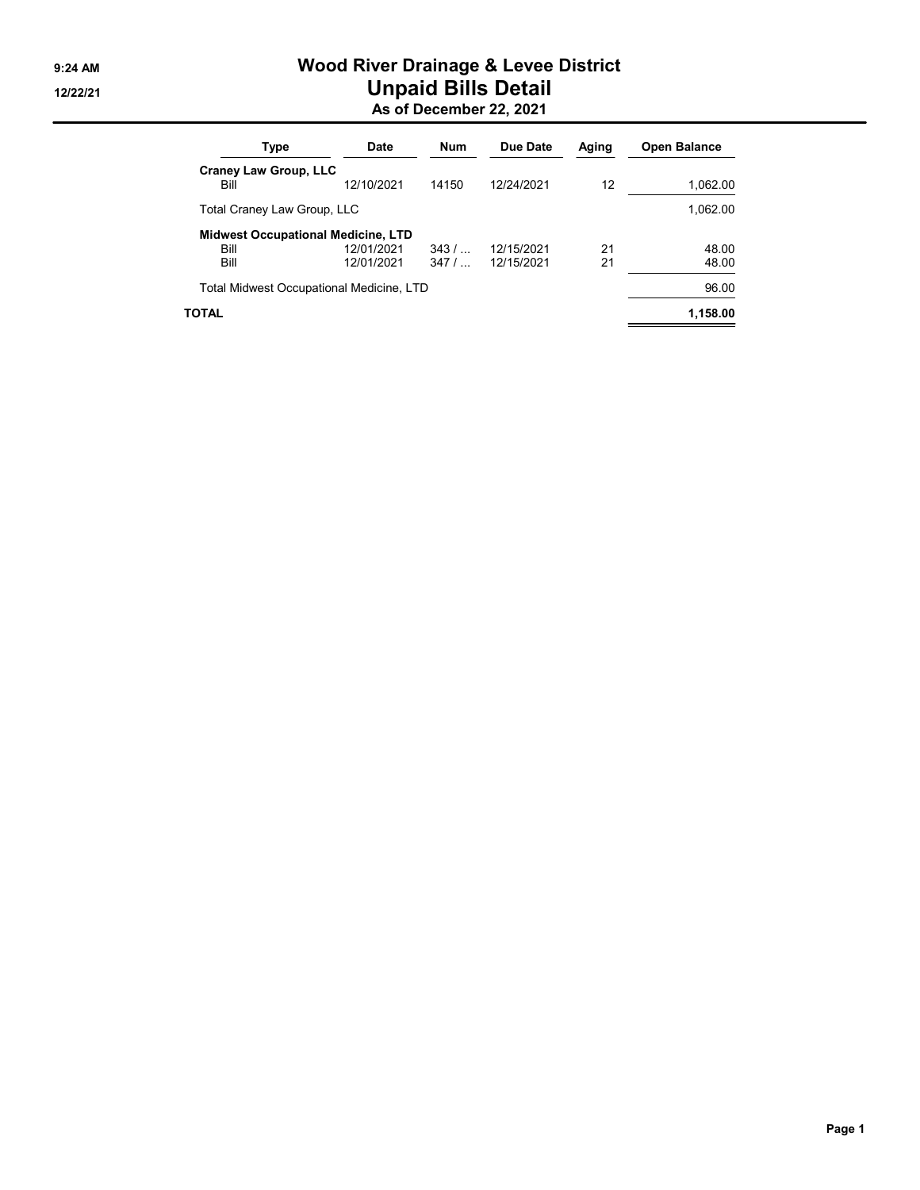# Wood River Drainage & Levee District

## Unpaid Bills Detail

### As of December 22, 2021

9:24 AM
12/22/21

| Type | Date | Num | Due Date | Aging | Open Balance |
|---|---|---|---|---|---|
| **Craney Law Group, LLC** | | | | | |
| Bill | 12/10/2021 | 14150 | 12/24/2021 | 12 | 1,062.00 |
| Total Craney Law Group, LLC | | | | | 1,062.00 |
| **Midwest Occupational Medicine, LTD** | | | | | |
| Bill | 12/01/2021 | 343 / ... | 12/15/2021 | 21 | 48.00 |
| Bill | 12/01/2021 | 347 / ... | 12/15/2021 | 21 | 48.00 |
| Total Midwest Occupational Medicine, LTD | | | | | 96.00 |
| **TOTAL** | | | | | **1,158.00** |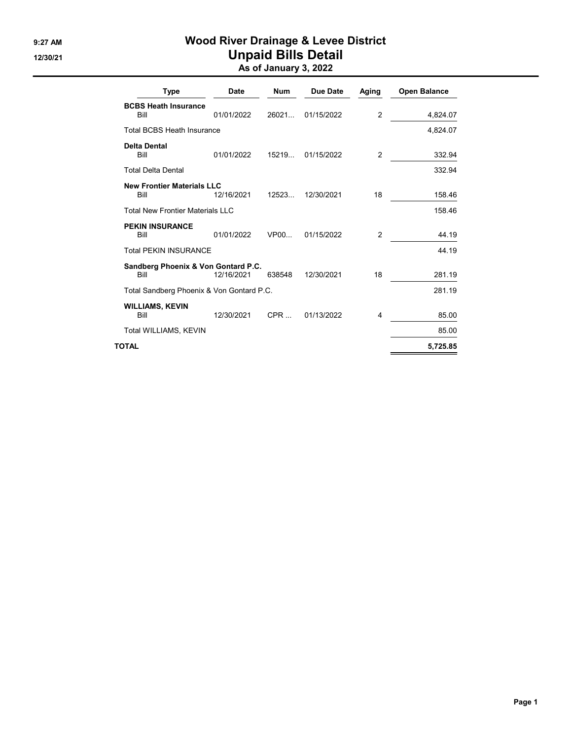# Wood River Drainage & Levee District

## Unpaid Bills Detail

### As of January 3, 2022

9:27 AM

12/30/21

| Type | Date | Num | Due Date | Aging | Open Balance |
|---|---|---|---|---|---|
| **BCBS Heath Insurance** | | | | | |
| Bill | 01/01/2022 | 26021... | 01/15/2022 | 2 | 4,824.07 |
| Total BCBS Heath Insurance | | | | | 4,824.07 |
| **Delta Dental** | | | | | |
| Bill | 01/01/2022 | 15219... | 01/15/2022 | 2 | 332.94 |
| Total Delta Dental | | | | | 332.94 |
| **New Frontier Materials LLC** | | | | | |
| Bill | 12/16/2021 | 12523... | 12/30/2021 | 18 | 158.46 |
| Total New Frontier Materials LLC | | | | | 158.46 |
| **PEKIN INSURANCE** | | | | | |
| Bill | 01/01/2022 | VP00... | 01/15/2022 | 2 | 44.19 |
| Total PEKIN INSURANCE | | | | | 44.19 |
| **Sandberg Phoenix & Von Gontard P.C.** | | | | | |
| Bill | 12/16/2021 | 638548 | 12/30/2021 | 18 | 281.19 |
| Total Sandberg Phoenix & Von Gontard P.C. | | | | | 281.19 |
| **WILLIAMS, KEVIN** | | | | | |
| Bill | 12/30/2021 | CPR ... | 01/13/2022 | 4 | 85.00 |
| Total WILLIAMS, KEVIN | | | | | 85.00 |
| **TOTAL** | | | | | **5,725.85** |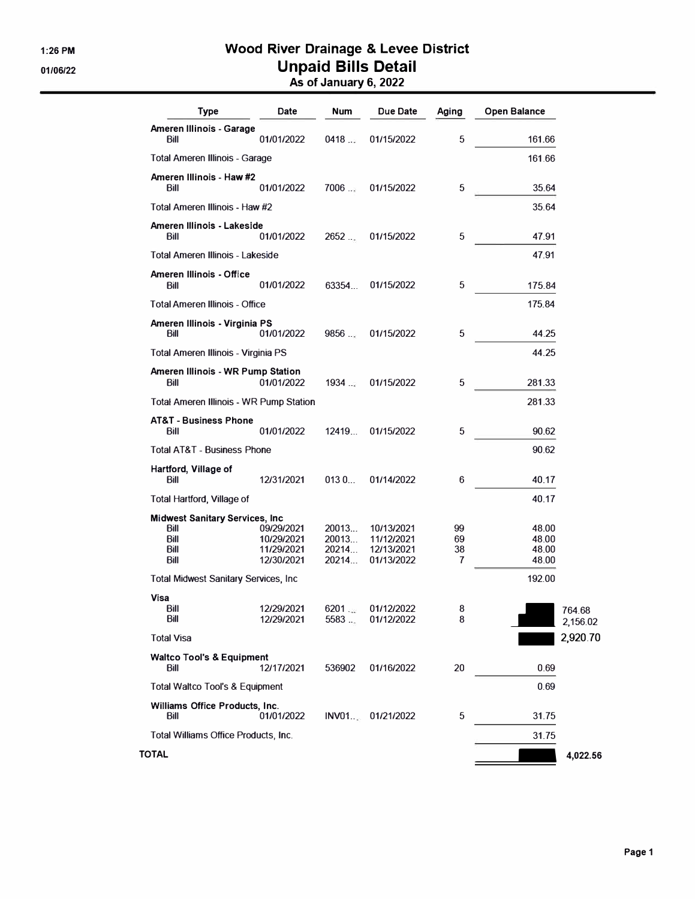# Wood River Drainage & Levee District

## Unpaid Bills Detail

### As of January 6, 2022

1:26 PM
01/06/22

| Type | Date | Num | Due Date | Aging | Open Balance |
|---|---|---|---|---|---|
| **Ameren Illinois - Garage** | | | | | |
| Bill | 01/01/2022 | 0418 ... | 01/15/2022 | 5 | 161.66 |
| Total Ameren Illinois - Garage | | | | | 161.66 |
| **Ameren Illinois - Haw #2** | | | | | |
| Bill | 01/01/2022 | 7006 ... | 01/15/2022 | 5 | 35.64 |
| Total Ameren Illinois - Haw #2 | | | | | 35.64 |
| **Ameren Illinois - Lakeside** | | | | | |
| Bill | 01/01/2022 | 2652 ... | 01/15/2022 | 5 | 47.91 |
| Total Ameren Illinois - Lakeside | | | | | 47.91 |
| **Ameren Illinois - Office** | | | | | |
| Bill | 01/01/2022 | 63354... | 01/15/2022 | 5 | 175.84 |
| Total Ameren Illinois - Office | | | | | 175.84 |
| **Ameren Illinois - Virginia PS** | | | | | |
| Bill | 01/01/2022 | 9856 ... | 01/15/2022 | 5 | 44.25 |
| Total Ameren Illinois - Virginia PS | | | | | 44.25 |
| **Ameren Illinois - WR Pump Station** | | | | | |
| Bill | 01/01/2022 | 1934 ... | 01/15/2022 | 5 | 281.33 |
| Total Ameren Illinois - WR Pump Station | | | | | 281.33 |
| **AT&T - Business Phone** | | | | | |
| Bill | 01/01/2022 | 12419... | 01/15/2022 | 5 | 90.62 |
| Total AT&T - Business Phone | | | | | 90.62 |
| **Hartford, Village of** | | | | | |
| Bill | 12/31/2021 | 013 0... | 01/14/2022 | 6 | 40.17 |
| Total Hartford, Village of | | | | | 40.17 |
| **Midwest Sanitary Services, Inc** | | | | | |
| Bill | 09/29/2021 | 20013... | 10/13/2021 | 99 | 48.00 |
| Bill | 10/29/2021 | 20013... | 11/12/2021 | 69 | 48.00 |
| Bill | 11/29/2021 | 20214... | 12/13/2021 | 38 | 48.00 |
| Bill | 12/30/2021 | 20214... | 01/13/2022 | 7 | 48.00 |
| Total Midwest Sanitary Services, Inc | | | | | 192.00 |
| **Visa** | | | | | |
| Bill | 12/29/2021 | 6201 ... | 01/12/2022 | 8 | 764.68 |
| Bill | 12/29/2021 | 5583 ... | 01/12/2022 | 8 | 2,156.02 |
| Total Visa | | | | | 2,920.70 |
| **Waltco Tool's & Equipment** | | | | | |
| Bill | 12/17/2021 | 536902 | 01/16/2022 | 20 | 0.69 |
| Total Waltco Tool's & Equipment | | | | | 0.69 |
| **Williams Office Products, Inc.** | | | | | |
| Bill | 01/01/2022 | INV01... | 01/21/2022 | 5 | 31.75 |
| Total Williams Office Products, Inc. | | | | | 31.75 |
| **TOTAL** | | | | | **4,022.56** |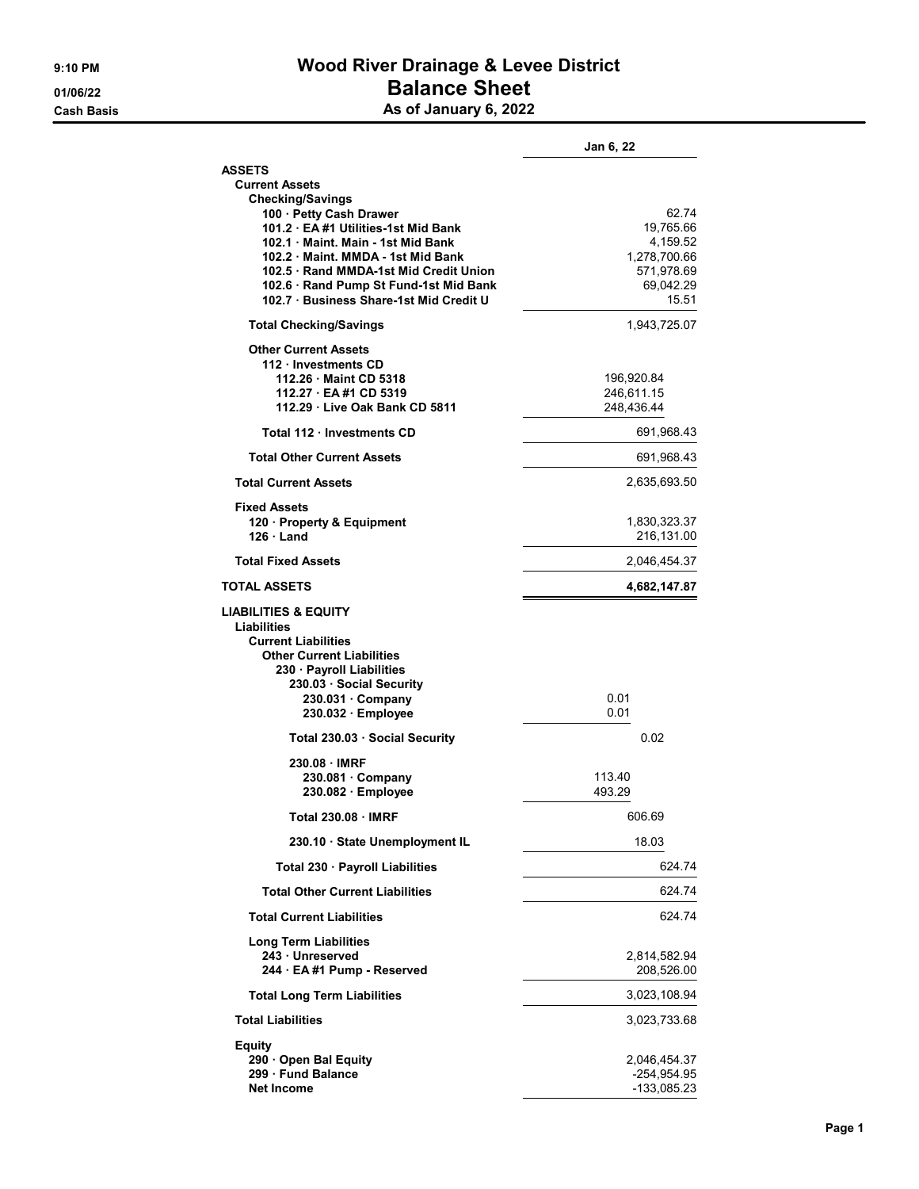# Wood River Drainage & Levee District

## Balance Sheet

### As of January 6, 2022

9:10 PM
01/06/22
Cash Basis

| | | Jan 6, 22 |
|---|---|---|
| **ASSETS** | | |
| **Current Assets** | | |
| **Checking/Savings** | | |
| **100 · Petty Cash Drawer** | | 62.74 |
| **101.2 · EA #1 Utilities-1st Mid Bank** | | 19,765.66 |
| **102.1 · Maint. Main - 1st Mid Bank** | | 4,159.52 |
| **102.2 · Maint. MMDA - 1st Mid Bank** | | 1,278,700.66 |
| **102.5 · Rand MMDA-1st Mid Credit Union** | | 571,978.69 |
| **102.6 · Rand Pump St Fund-1st Mid Bank** | | 69,042.29 |
| **102.7 · Business Share-1st Mid Credit U** | | 15.51 |
| **Total Checking/Savings** | | 1,943,725.07 |
| **Other Current Assets** | | |
| **112 · Investments CD** | | |
| **112.26 · Maint CD 5318** | 196,920.84 | |
| **112.27 · EA #1 CD 5319** | 246,611.15 | |
| **112.29 · Live Oak Bank CD 5811** | 248,436.44 | |
| **Total 112 · Investments CD** | | 691,968.43 |
| **Total Other Current Assets** | | 691,968.43 |
| **Total Current Assets** | | 2,635,693.50 |
| **Fixed Assets** | | |
| **120 · Property & Equipment** | | 1,830,323.37 |
| **126 · Land** | | 216,131.00 |
| **Total Fixed Assets** | | 2,046,454.37 |
| **TOTAL ASSETS** | | **4,682,147.87** |
| **LIABILITIES & EQUITY** | | |
| **Liabilities** | | |
| **Current Liabilities** | | |
| **Other Current Liabilities** | | |
| **230 · Payroll Liabilities** | | |
| **230.03 · Social Security** | | |
| **230.031 · Company** | 0.01 | |
| **230.032 · Employee** | 0.01 | |
| **Total 230.03 · Social Security** | 0.02 | |
| **230.08 · IMRF** | | |
| **230.081 · Company** | 113.40 | |
| **230.082 · Employee** | 493.29 | |
| **Total 230.08 · IMRF** | 606.69 | |
| **230.10 · State Unemployment IL** | 18.03 | |
| **Total 230 · Payroll Liabilities** | | 624.74 |
| **Total Other Current Liabilities** | | 624.74 |
| **Total Current Liabilities** | | 624.74 |
| **Long Term Liabilities** | | |
| **243 · Unreserved** | | 2,814,582.94 |
| **244 · EA #1 Pump - Reserved** | | 208,526.00 |
| **Total Long Term Liabilities** | | 3,023,108.94 |
| **Total Liabilities** | | 3,023,733.68 |
| **Equity** | | |
| **290 · Open Bal Equity** | | 2,046,454.37 |
| **299 · Fund Balance** | | -254,954.95 |
| **Net Income** | | -133,085.23 |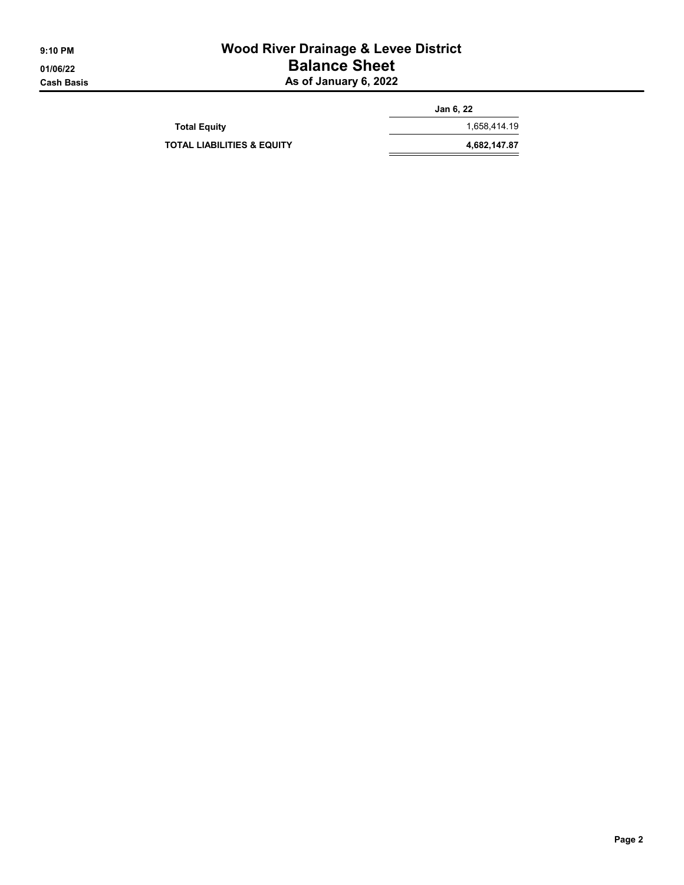# Wood River Drainage & Levee District

## Balance Sheet

### As of January 6, 2022

9:10 PM
01/06/22
Cash Basis

| | Jan 6, 22 |
|---|---|
| **Total Equity** | 1,658,414.19 |
| **TOTAL LIABILITIES & EQUITY** | **4,682,147.87** |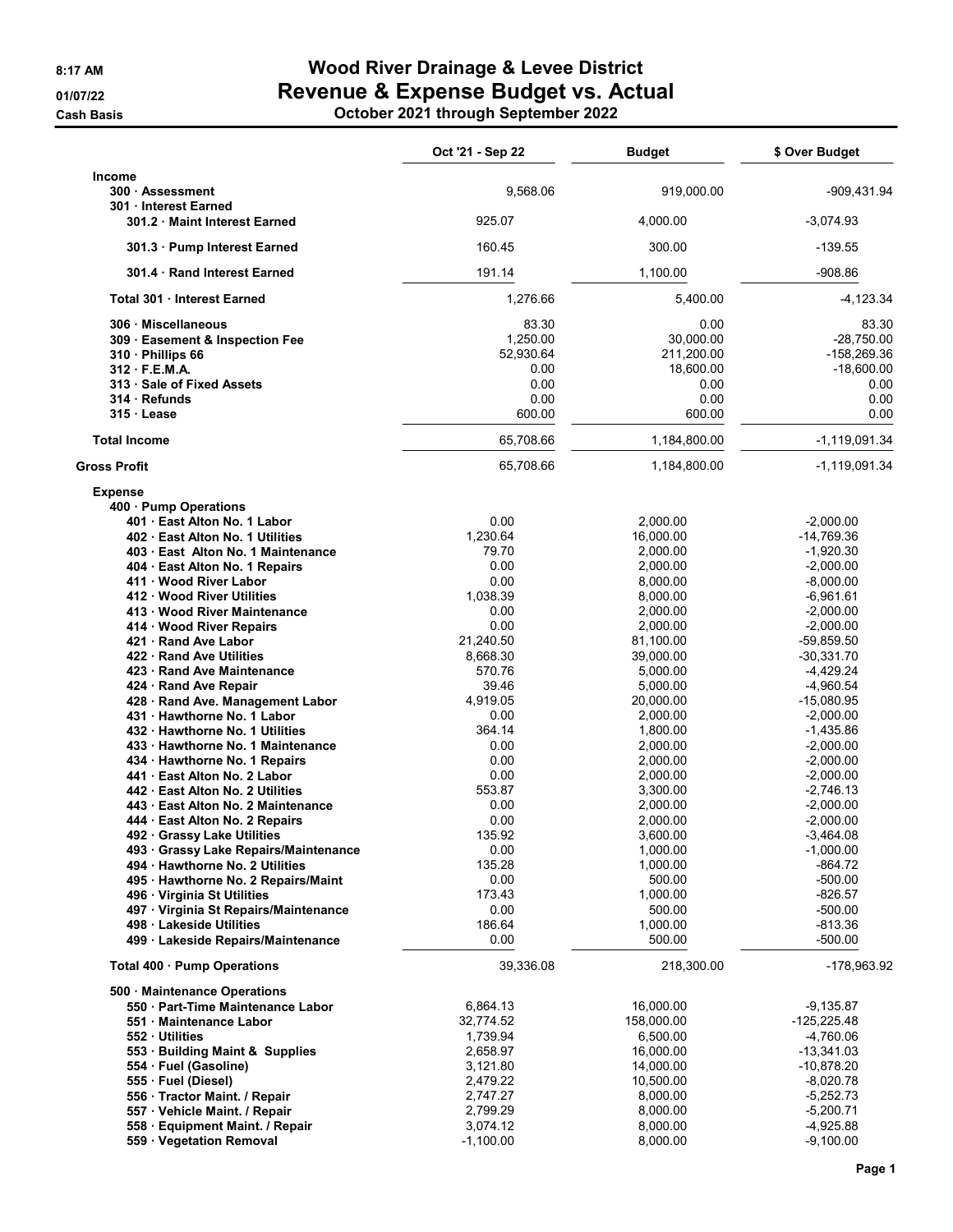8:17 AM
01/07/22
Cash Basis

# Wood River Drainage & Levee District
## Revenue & Expense Budget vs. Actual
### October 2021 through September 2022

| | Oct '21 - Sep 22 | Budget | $ Over Budget |
|---|---|---|---|
| **Income** | | | |
| **300 · Assessment** | 9,568.06 | 919,000.00 | -909,431.94 |
| **301 · Interest Earned** | | | |
| **301.2 · Maint Interest Earned** | 925.07 | 4,000.00 | -3,074.93 |
| **301.3 · Pump Interest Earned** | 160.45 | 300.00 | -139.55 |
| **301.4 · Rand Interest Earned** | 191.14 | 1,100.00 | -908.86 |
| **Total 301 · Interest Earned** | 1,276.66 | 5,400.00 | -4,123.34 |
| **306 · Miscellaneous** | 83.30 | 0.00 | 83.30 |
| **309 · Easement & Inspection Fee** | 1,250.00 | 30,000.00 | -28,750.00 |
| **310 · Phillips 66** | 52,930.64 | 211,200.00 | -158,269.36 |
| **312 · F.E.M.A.** | 0.00 | 18,600.00 | -18,600.00 |
| **313 · Sale of Fixed Assets** | 0.00 | 0.00 | 0.00 |
| **314 · Refunds** | 0.00 | 0.00 | 0.00 |
| **315 · Lease** | 600.00 | 600.00 | 0.00 |
| **Total Income** | 65,708.66 | 1,184,800.00 | -1,119,091.34 |
| **Gross Profit** | 65,708.66 | 1,184,800.00 | -1,119,091.34 |
| **Expense** | | | |
| **400 · Pump Operations** | | | |
| **401 · East Alton No. 1 Labor** | 0.00 | 2,000.00 | -2,000.00 |
| **402 · East Alton No. 1 Utilities** | 1,230.64 | 16,000.00 | -14,769.36 |
| **403 · East Alton No. 1 Maintenance** | 79.70 | 2,000.00 | -1,920.30 |
| **404 · East Alton No. 1 Repairs** | 0.00 | 2,000.00 | -2,000.00 |
| **411 · Wood River Labor** | 0.00 | 8,000.00 | -8,000.00 |
| **412 · Wood River Utilities** | 1,038.39 | 8,000.00 | -6,961.61 |
| **413 · Wood River Maintenance** | 0.00 | 2,000.00 | -2,000.00 |
| **414 · Wood River Repairs** | 0.00 | 2,000.00 | -2,000.00 |
| **421 · Rand Ave Labor** | 21,240.50 | 81,100.00 | -59,859.50 |
| **422 · Rand Ave Utilities** | 8,668.30 | 39,000.00 | -30,331.70 |
| **423 · Rand Ave Maintenance** | 570.76 | 5,000.00 | -4,429.24 |
| **424 · Rand Ave Repair** | 39.46 | 5,000.00 | -4,960.54 |
| **428 · Rand Ave. Management Labor** | 4,919.05 | 20,000.00 | -15,080.95 |
| **431 · Hawthorne No. 1 Labor** | 0.00 | 2,000.00 | -2,000.00 |
| **432 · Hawthorne No. 1 Utilities** | 364.14 | 1,800.00 | -1,435.86 |
| **433 · Hawthorne No. 1 Maintenance** | 0.00 | 2,000.00 | -2,000.00 |
| **434 · Hawthorne No. 1 Repairs** | 0.00 | 2,000.00 | -2,000.00 |
| **441 · East Alton No. 2 Labor** | 0.00 | 2,000.00 | -2,000.00 |
| **442 · East Alton No. 2 Utilities** | 553.87 | 3,300.00 | -2,746.13 |
| **443 · East Alton No. 2 Maintenance** | 0.00 | 2,000.00 | -2,000.00 |
| **444 · East Alton No. 2 Repairs** | 0.00 | 2,000.00 | -2,000.00 |
| **492 · Grassy Lake Utilities** | 135.92 | 3,600.00 | -3,464.08 |
| **493 · Grassy Lake Repairs/Maintenance** | 0.00 | 1,000.00 | -1,000.00 |
| **494 · Hawthorne No. 2 Utilities** | 135.28 | 1,000.00 | -864.72 |
| **495 · Hawthorne No. 2 Repairs/Maint** | 0.00 | 500.00 | -500.00 |
| **496 · Virginia St Utilities** | 173.43 | 1,000.00 | -826.57 |
| **497 · Virginia St Repairs/Maintenance** | 0.00 | 500.00 | -500.00 |
| **498 · Lakeside Utilities** | 186.64 | 1,000.00 | -813.36 |
| **499 · Lakeside Repairs/Maintenance** | 0.00 | 500.00 | -500.00 |
| **Total 400 · Pump Operations** | 39,336.08 | 218,300.00 | -178,963.92 |
| **500 · Maintenance Operations** | | | |
| **550 · Part-Time Maintenance Labor** | 6,864.13 | 16,000.00 | -9,135.87 |
| **551 · Maintenance Labor** | 32,774.52 | 158,000.00 | -125,225.48 |
| **552 · Utilities** | 1,739.94 | 6,500.00 | -4,760.06 |
| **553 · Building Maint & Supplies** | 2,658.97 | 16,000.00 | -13,341.03 |
| **554 · Fuel (Gasoline)** | 3,121.80 | 14,000.00 | -10,878.20 |
| **555 · Fuel (Diesel)** | 2,479.22 | 10,500.00 | -8,020.78 |
| **556 · Tractor Maint. / Repair** | 2,747.27 | 8,000.00 | -5,252.73 |
| **557 · Vehicle Maint. / Repair** | 2,799.29 | 8,000.00 | -5,200.71 |
| **558 · Equipment Maint. / Repair** | 3,074.12 | 8,000.00 | -4,925.88 |
| **559 · Vegetation Removal** | -1,100.00 | 8,000.00 | -9,100.00 |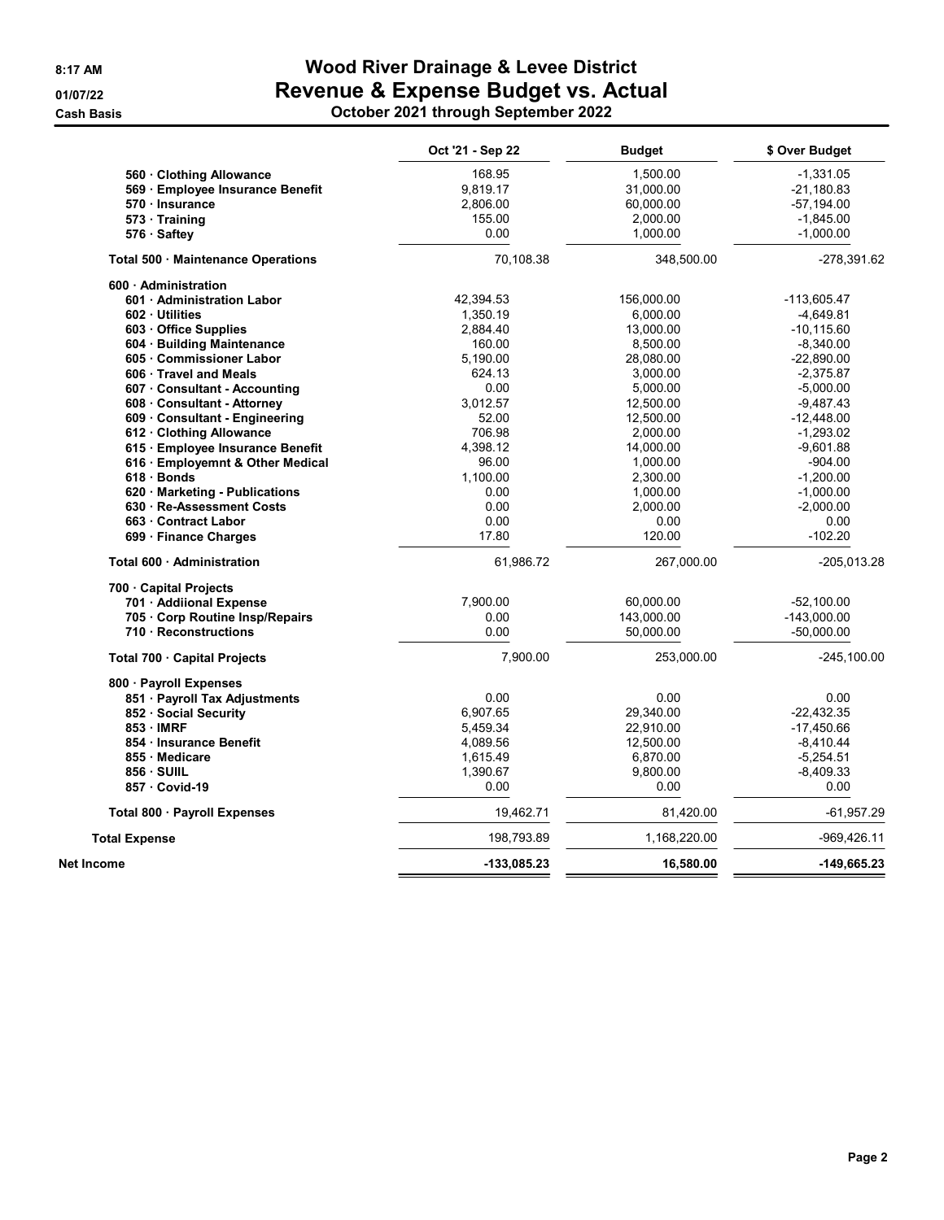# Wood River Drainage & Levee District

## Revenue & Expense Budget vs. Actual

8:17 AM
01/07/22
Cash Basis

**October 2021 through September 2022**

| | Oct '21 - Sep 22 | Budget | $ Over Budget |
|---|---|---|---|
| 560 · Clothing Allowance | 168.95 | 1,500.00 | -1,331.05 |
| 569 · Employee Insurance Benefit | 9,819.17 | 31,000.00 | -21,180.83 |
| 570 · Insurance | 2,806.00 | 60,000.00 | -57,194.00 |
| 573 · Training | 155.00 | 2,000.00 | -1,845.00 |
| 576 · Saftey | 0.00 | 1,000.00 | -1,000.00 |
| **Total 500 · Maintenance Operations** | 70,108.38 | 348,500.00 | -278,391.62 |
| **600 · Administration** | | | |
| 601 · Administration Labor | 42,394.53 | 156,000.00 | -113,605.47 |
| 602 · Utilities | 1,350.19 | 6,000.00 | -4,649.81 |
| 603 · Office Supplies | 2,884.40 | 13,000.00 | -10,115.60 |
| 604 · Building Maintenance | 160.00 | 8,500.00 | -8,340.00 |
| 605 · Commissioner Labor | 5,190.00 | 28,080.00 | -22,890.00 |
| 606 · Travel and Meals | 624.13 | 3,000.00 | -2,375.87 |
| 607 · Consultant - Accounting | 0.00 | 5,000.00 | -5,000.00 |
| 608 · Consultant - Attorney | 3,012.57 | 12,500.00 | -9,487.43 |
| 609 · Consultant - Engineering | 52.00 | 12,500.00 | -12,448.00 |
| 612 · Clothing Allowance | 706.98 | 2,000.00 | -1,293.02 |
| 615 · Employee Insurance Benefit | 4,398.12 | 14,000.00 | -9,601.88 |
| 616 · Employemnt & Other Medical | 96.00 | 1,000.00 | -904.00 |
| 618 · Bonds | 1,100.00 | 2,300.00 | -1,200.00 |
| 620 · Marketing - Publications | 0.00 | 1,000.00 | -1,000.00 |
| 630 · Re-Assessment Costs | 0.00 | 2,000.00 | -2,000.00 |
| 663 · Contract Labor | 0.00 | 0.00 | 0.00 |
| 699 · Finance Charges | 17.80 | 120.00 | -102.20 |
| **Total 600 · Administration** | 61,986.72 | 267,000.00 | -205,013.28 |
| **700 · Capital Projects** | | | |
| 701 · Addiional Expense | 7,900.00 | 60,000.00 | -52,100.00 |
| 705 · Corp Routine Insp/Repairs | 0.00 | 143,000.00 | -143,000.00 |
| 710 · Reconstructions | 0.00 | 50,000.00 | -50,000.00 |
| **Total 700 · Capital Projects** | 7,900.00 | 253,000.00 | -245,100.00 |
| **800 · Payroll Expenses** | | | |
| 851 · Payroll Tax Adjustments | 0.00 | 0.00 | 0.00 |
| 852 · Social Security | 6,907.65 | 29,340.00 | -22,432.35 |
| 853 · IMRF | 5,459.34 | 22,910.00 | -17,450.66 |
| 854 · Insurance Benefit | 4,089.56 | 12,500.00 | -8,410.44 |
| 855 · Medicare | 1,615.49 | 6,870.00 | -5,254.51 |
| 856 · SUIIL | 1,390.67 | 9,800.00 | -8,409.33 |
| 857 · Covid-19 | 0.00 | 0.00 | 0.00 |
| **Total 800 · Payroll Expenses** | 19,462.71 | 81,420.00 | -61,957.29 |
| **Total Expense** | 198,793.89 | 1,168,220.00 | -969,426.11 |
| **Net Income** | **-133,085.23** | **16,580.00** | **-149,665.23** |